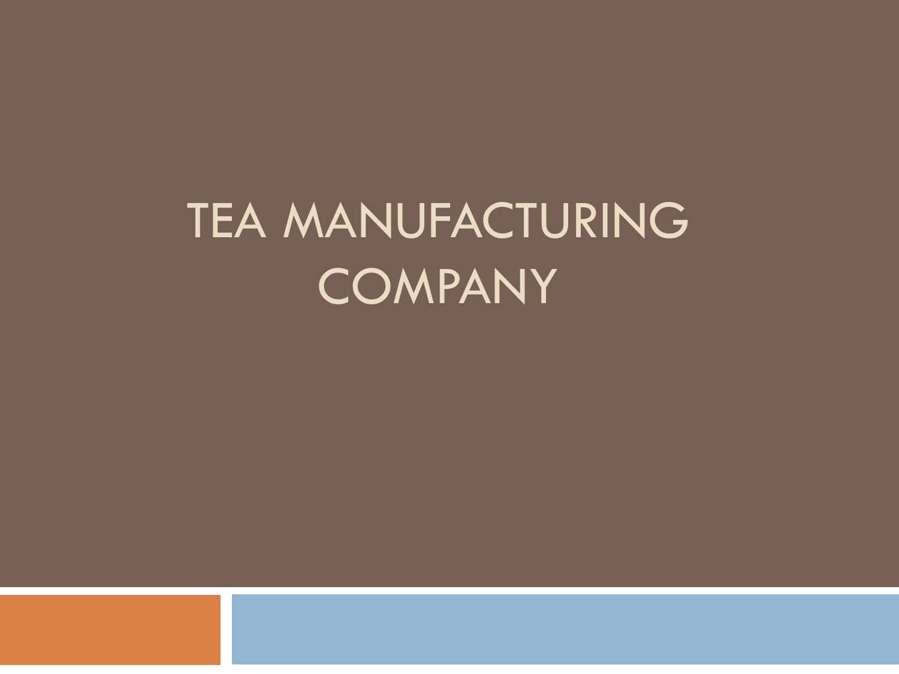# TEA MANUFACTURING COMPANY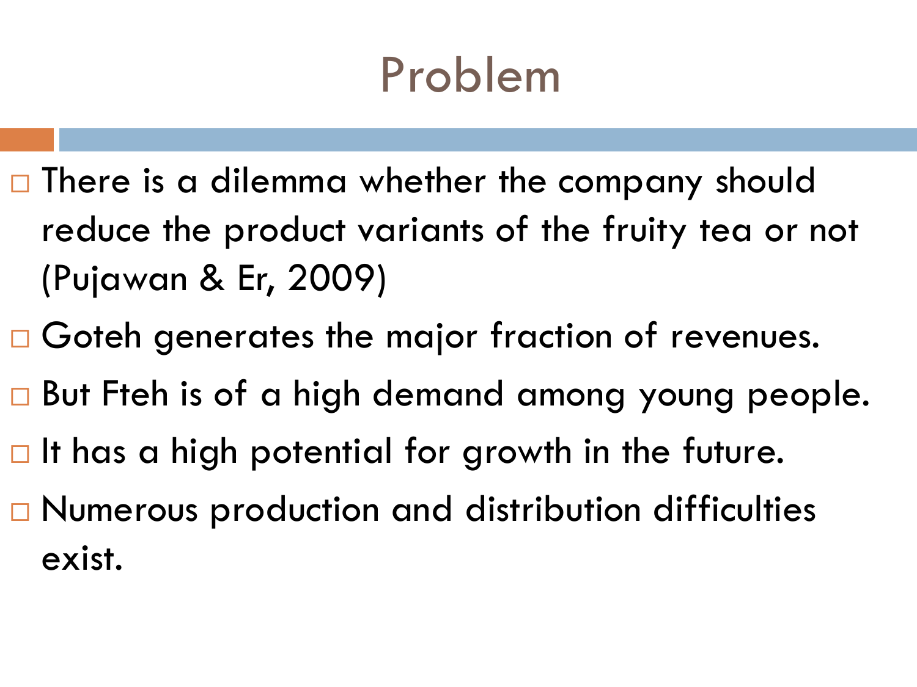# Problem

- There is a dilemma whether the company should reduce the product variants of the fruity tea or not (Pujawan & Er, 2009)
- Goteh generates the major fraction of revenues.
- But Fteh is of a high demand among young people.
- It has a high potential for growth in the future.
- Numerous production and distribution difficulties exist.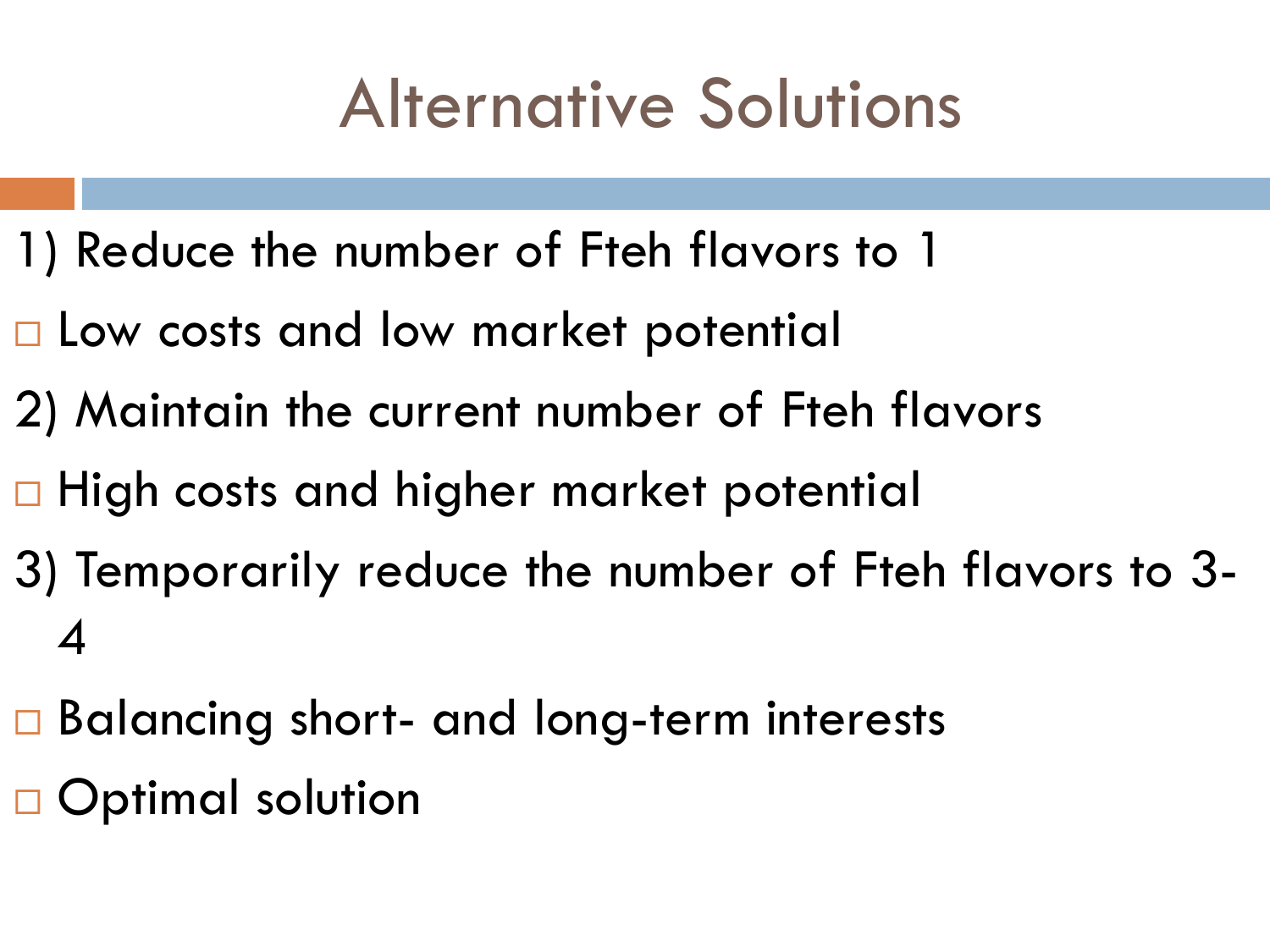# Alternative Solutions

1) Reduce the number of Fteh flavors to 1
   - Low costs and low market potential
2) Maintain the current number of Fteh flavors
   - High costs and higher market potential
3) Temporarily reduce the number of Fteh flavors to 3-4
   - Balancing short- and long-term interests
   - Optimal solution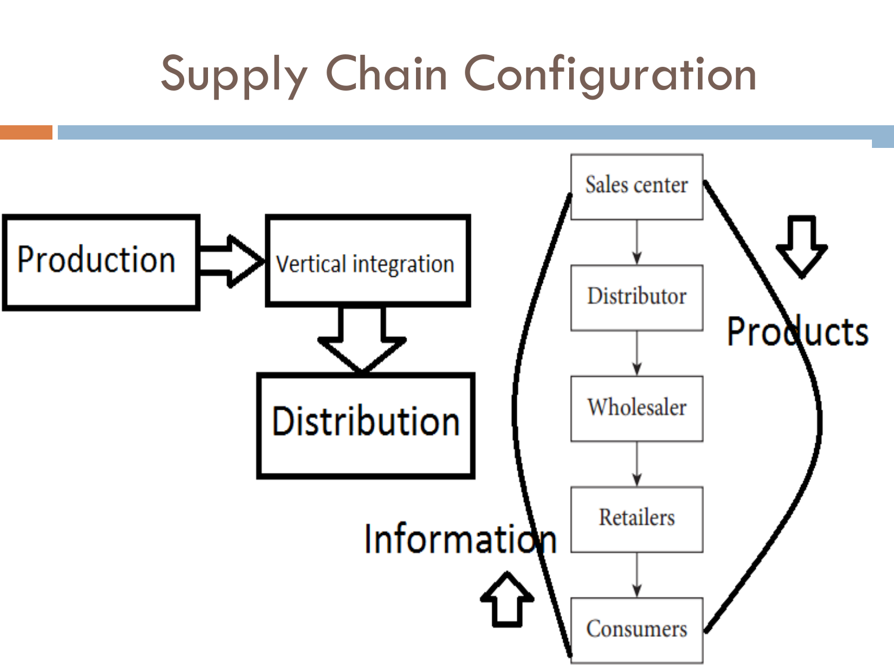# Supply Chain Configuration

Production → Vertical integration → Distribution

Sales center → Distributor → Wholesaler → Retailers → Consumers

Products

Information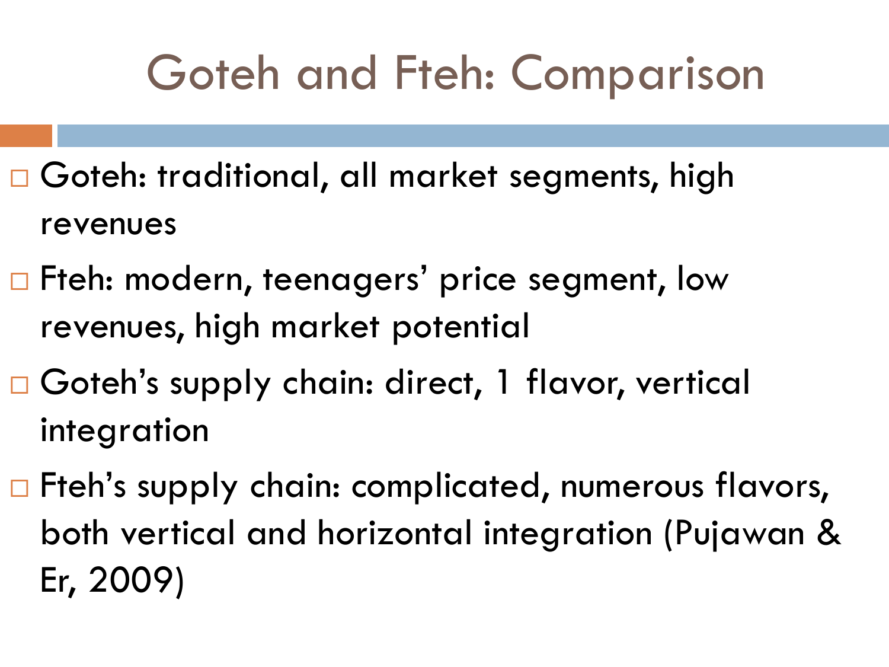# Goteh and Fteh: Comparison

- Goteh: traditional, all market segments, high revenues
- Fteh: modern, teenagers' price segment, low revenues, high market potential
- Goteh's supply chain: direct, 1 flavor, vertical integration
- Fteh's supply chain: complicated, numerous flavors, both vertical and horizontal integration (Pujawan & Er, 2009)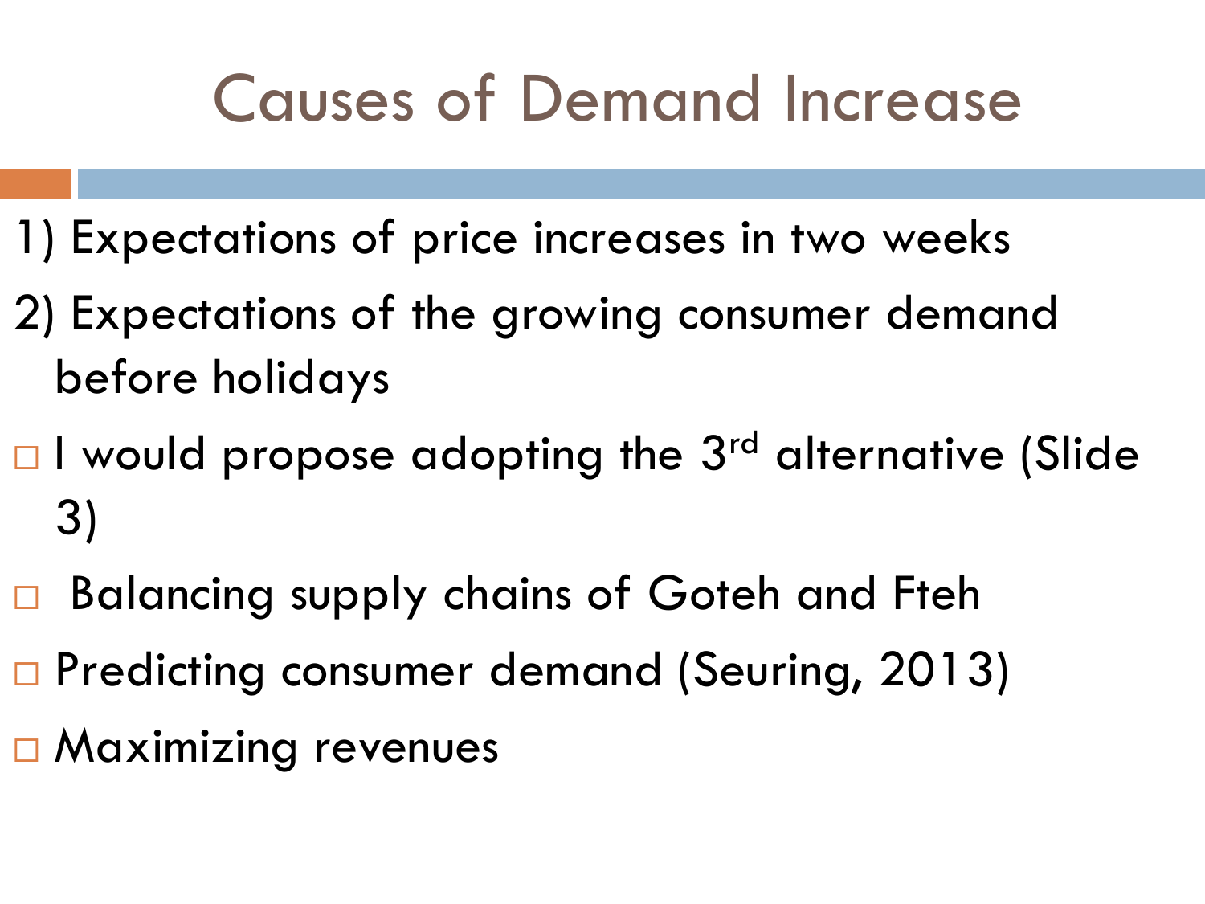# Causes of Demand Increase

1) Expectations of price increases in two weeks
2) Expectations of the growing consumer demand before holidays

- I would propose adopting the 3rd alternative (Slide 3)
- Balancing supply chains of Goteh and Fteh
- Predicting consumer demand (Seuring, 2013)
- Maximizing revenues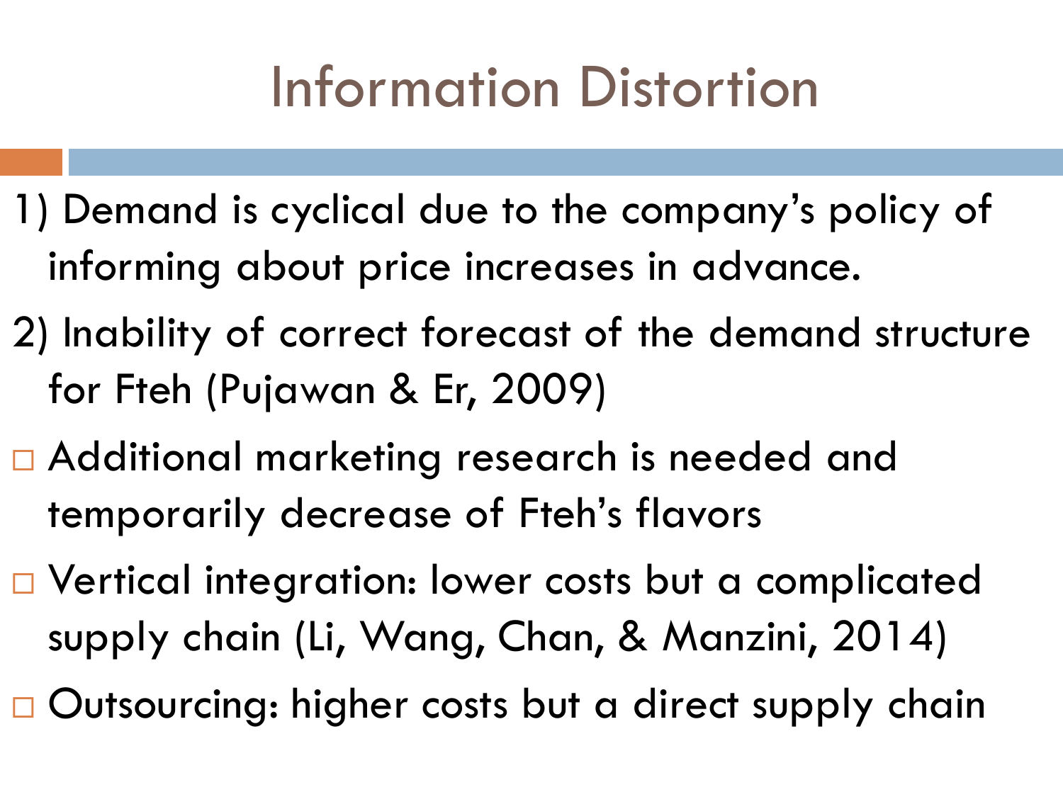# Information Distortion

1) Demand is cyclical due to the company's policy of informing about price increases in advance.

2) Inability of correct forecast of the demand structure for Fteh (Pujawan & Er, 2009)

- Additional marketing research is needed and temporarily decrease of Fteh's flavors
- Vertical integration: lower costs but a complicated supply chain (Li, Wang, Chan, & Manzini, 2014)
- Outsourcing: higher costs but a direct supply chain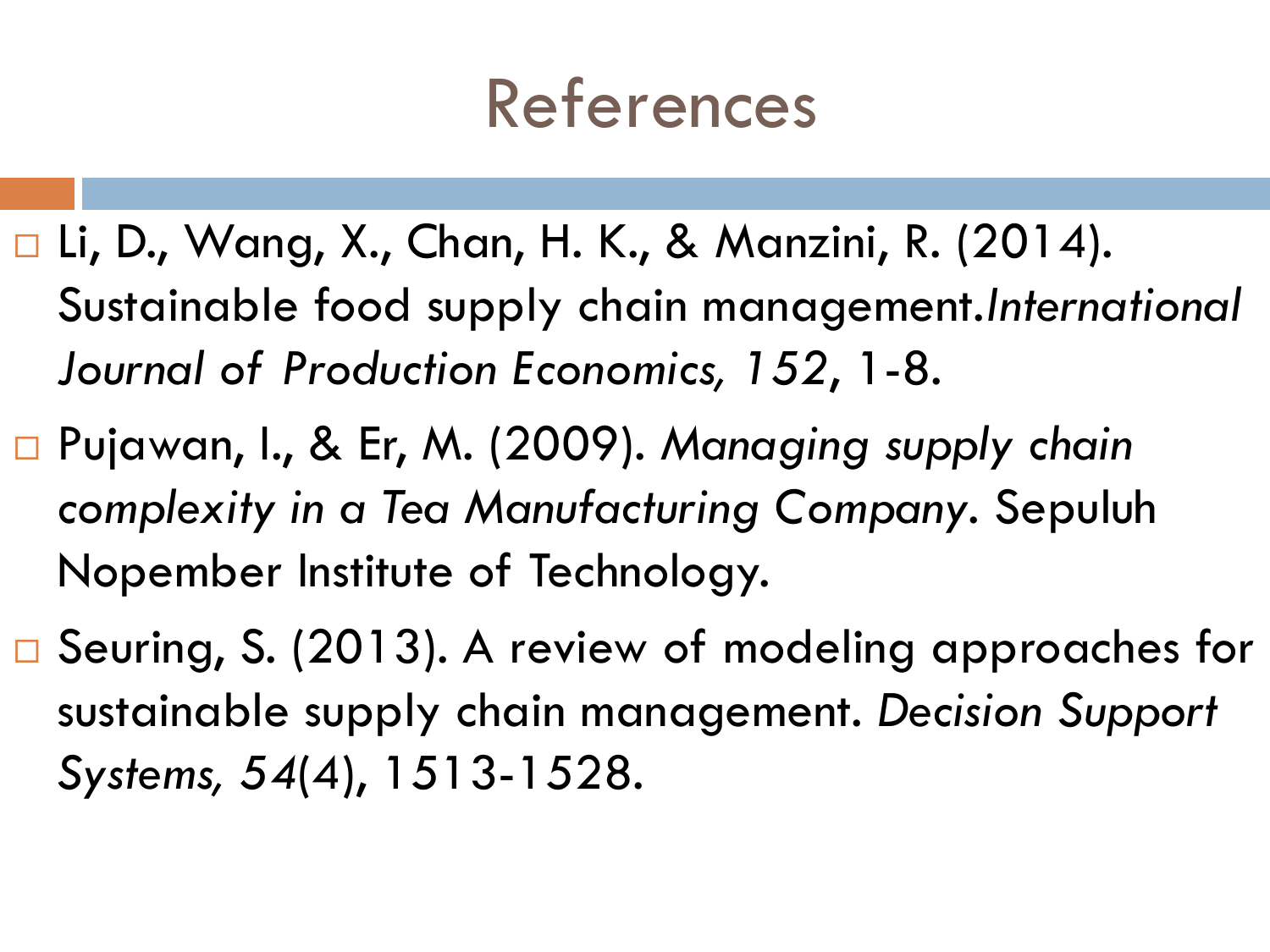# References

- Li, D., Wang, X., Chan, H. K., & Manzini, R. (2014). Sustainable food supply chain management.*International Journal of Production Economics, 152*, 1-8.
- Pujawan, I., & Er, M. (2009). *Managing supply chain complexity in a Tea Manufacturing Company*. Sepuluh Nopember Institute of Technology.
- Seuring, S. (2013). A review of modeling approaches for sustainable supply chain management. *Decision Support Systems, 54*(4), 1513-1528.